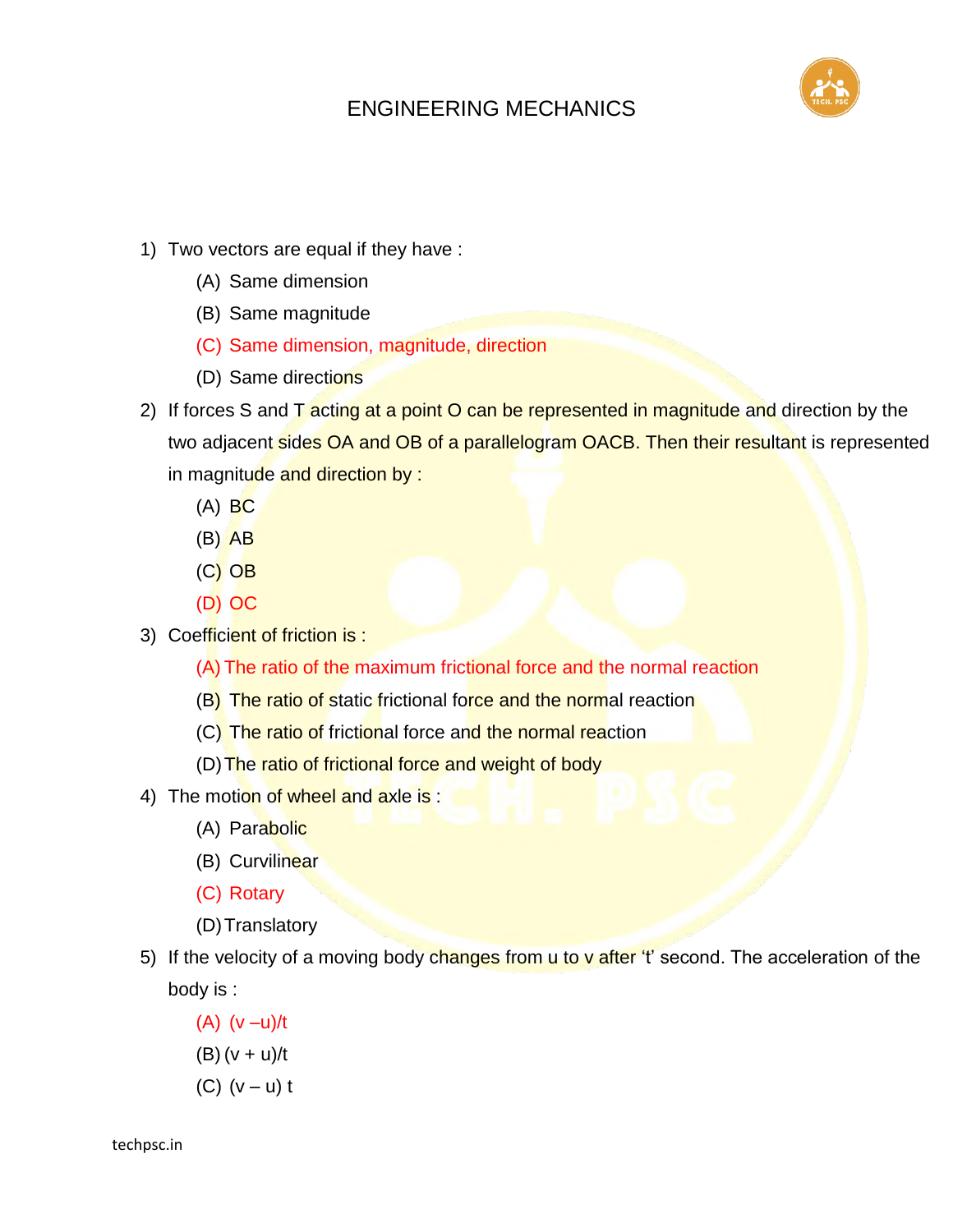# ENGINEERING MECHANICS

1) Two vectors are equal if they have :
   - (A) Same dimension
   - (B) Same magnitude
   - (C) Same dimension, magnitude, direction
   - (D) Same directions

2) If forces S and T acting at a point O can be represented in magnitude and direction by the two adjacent sides OA and OB of a parallelogram OACB. Then their resultant is represented in magnitude and direction by :
   - (A) BC
   - (B) AB
   - (C) OB
   - (D) OC

3) Coefficient of friction is :
   - (A) The ratio of the maximum frictional force and the normal reaction
   - (B) The ratio of static frictional force and the normal reaction
   - (C) The ratio of frictional force and the normal reaction
   - (D) The ratio of frictional force and weight of body

4) The motion of wheel and axle is :
   - (A) Parabolic
   - (B) Curvilinear
   - (C) Rotary
   - (D) Translatory

5) If the velocity of a moving body changes from u to v after 't' second. The acceleration of the body is :
   - (A) $(v - u)/t$
   - (B) $(v + u)/t$
   - (C) $(v - u)\,t$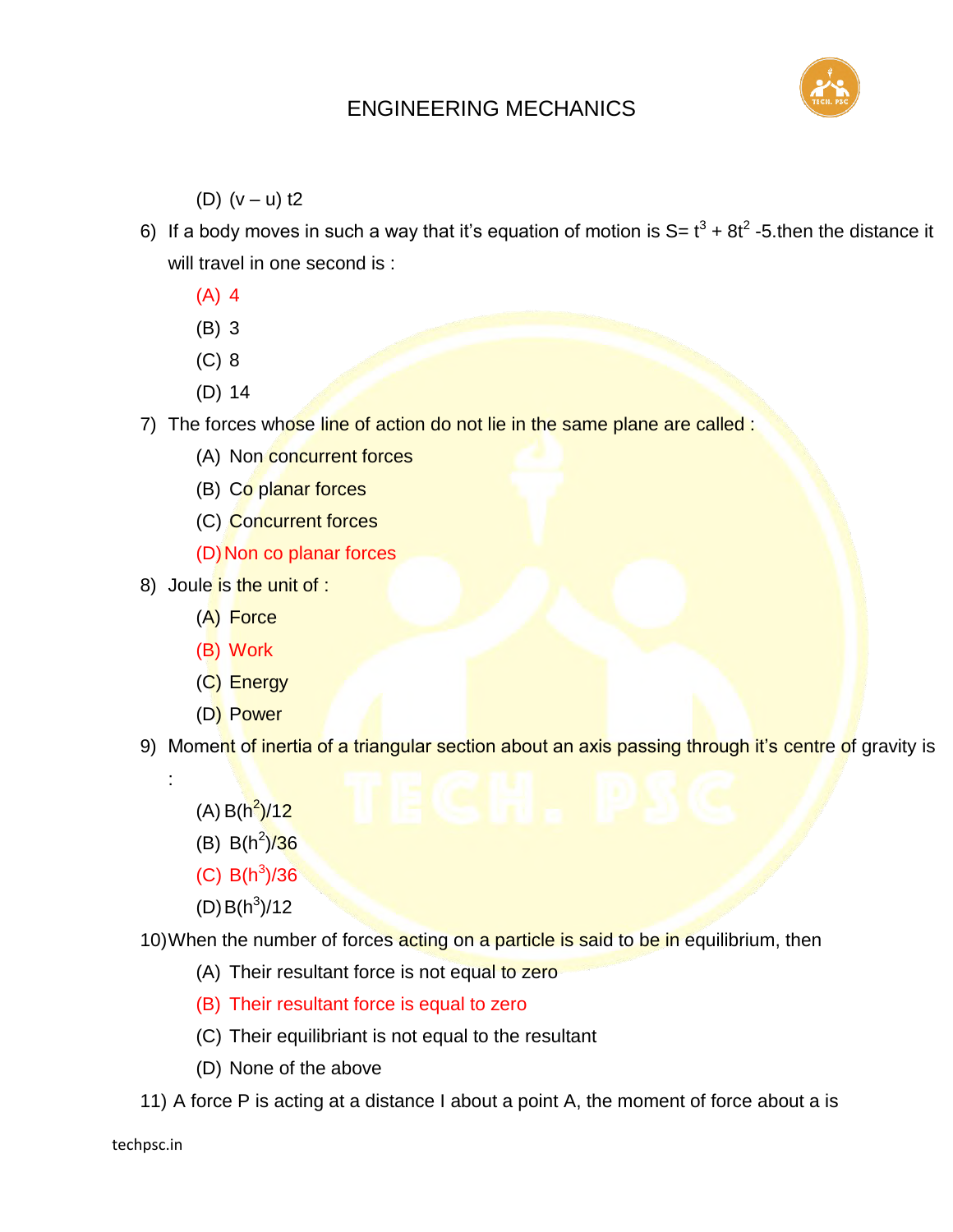(D) (v – u) t2

6) If a body moves in such a way that it's equation of motion is S= $t^3$ + $8t^2$ -5.then the distance it will travel in one second is :

   (A) 4
   (B) 3
   (C) 8
   (D) 14

7) The forces whose line of action do not lie in the same plane are called :

   (A) Non concurrent forces
   (B) Co planar forces
   (C) Concurrent forces
   (D) Non co planar forces

8) Joule is the unit of :

   (A) Force
   (B) Work
   (C) Energy
   (D) Power

9) Moment of inertia of a triangular section about an axis passing through it's centre of gravity is :

   (A) $B(h^2)/12$
   (B) $B(h^2)/36$
   (C) $B(h^3)/36$
   (D) $B(h^3)/12$

10) When the number of forces acting on a particle is said to be in equilibrium, then

   (A) Their resultant force is not equal to zero
   (B) Their resultant force is equal to zero
   (C) Their equilibriant is not equal to the resultant
   (D) None of the above

11) A force P is acting at a distance I about a point A, the moment of force about a is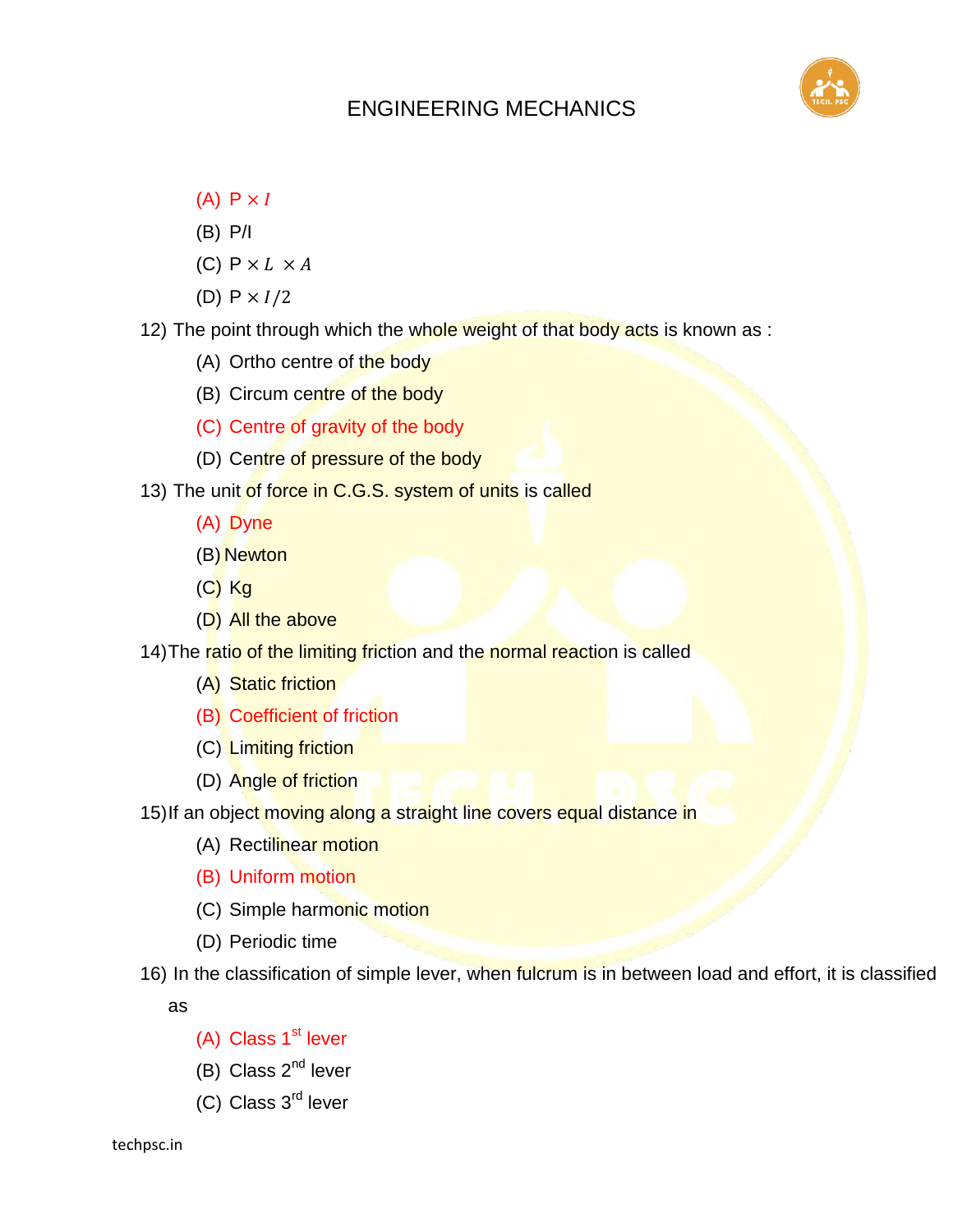(A) $P \times I$

(B) P/I

(C) $P \times L \times A$

(D) $P \times I/2$

12) The point through which the whole weight of that body acts is known as :

(A) Ortho centre of the body

(B) Circum centre of the body

(C) Centre of gravity of the body

(D) Centre of pressure of the body

13) The unit of force in C.G.S. system of units is called

(A) Dyne

(B) Newton

(C) Kg

(D) All the above

14) The ratio of the limiting friction and the normal reaction is called

(A) Static friction

(B) Coefficient of friction

(C) Limiting friction

(D) Angle of friction

15) If an object moving along a straight line covers equal distance in

(A) Rectilinear motion

(B) Uniform motion

(C) Simple harmonic motion

(D) Periodic time

16) In the classification of simple lever, when fulcrum is in between load and effort, it is classified as

(A) Class 1st lever

(B) Class 2nd lever

(C) Class 3rd lever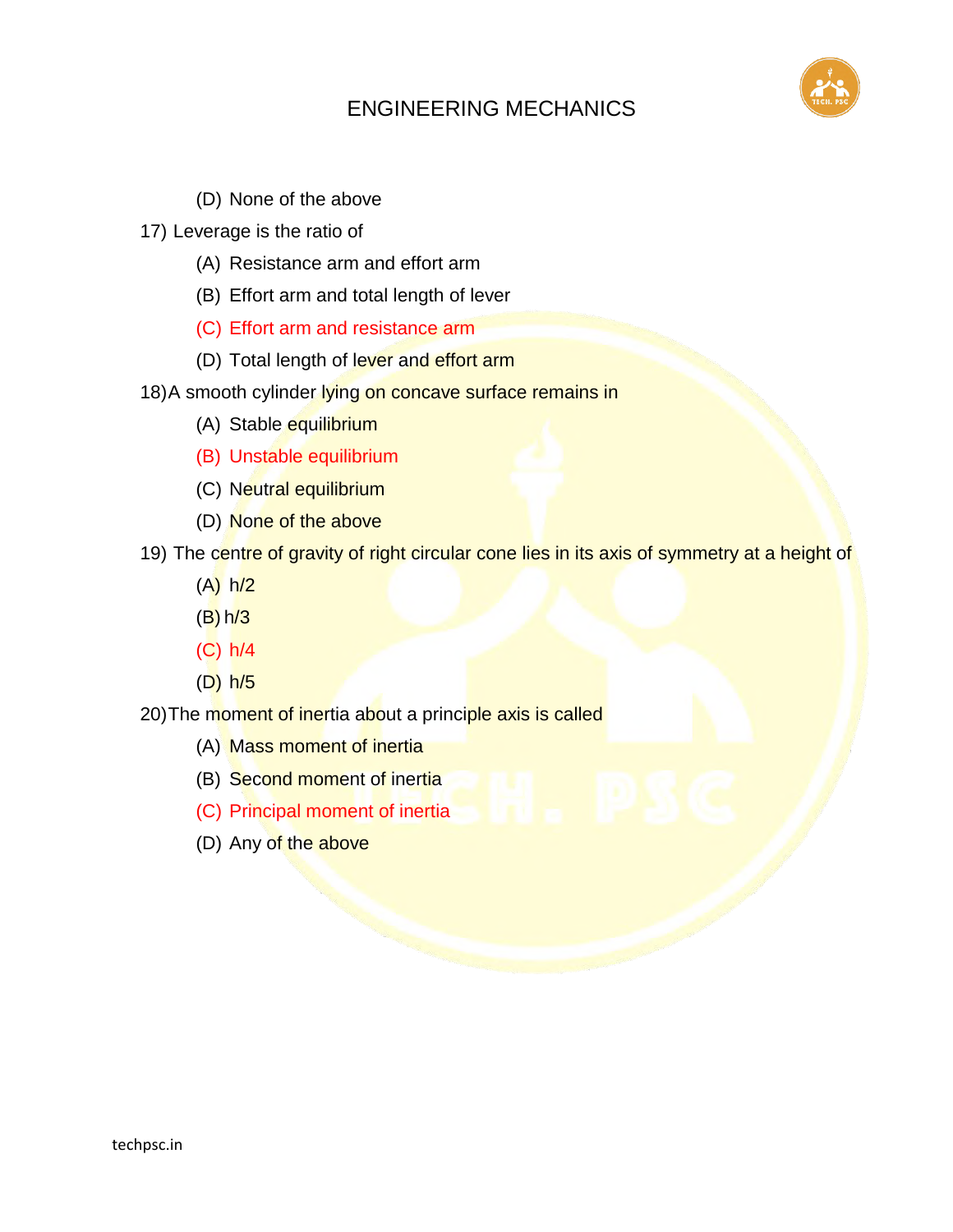(D) None of the above

17) Leverage is the ratio of

(A) Resistance arm and effort arm

(B) Effort arm and total length of lever

(C) Effort arm and resistance arm

(D) Total length of lever and effort arm

18)A smooth cylinder lying on concave surface remains in

(A) Stable equilibrium

(B) Unstable equilibrium

(C) Neutral equilibrium

(D) None of the above

19) The centre of gravity of right circular cone lies in its axis of symmetry at a height of

(A) h/2

(B) h/3

(C) h/4

(D) h/5

20)The moment of inertia about a principle axis is called

(A) Mass moment of inertia

(B) Second moment of inertia

(C) Principal moment of inertia

(D) Any of the above